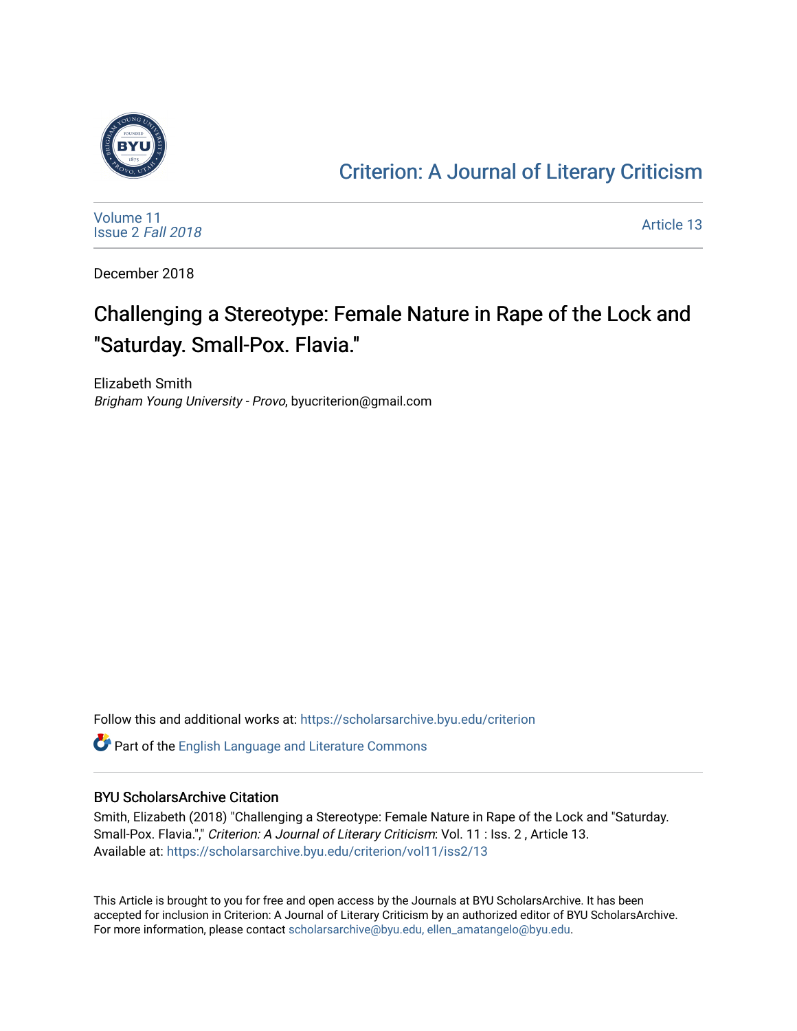# Criterion: A Journal of Literary Criticism

Volume 11
Issue 2 *Fall 2018*

Article 13

December 2018

## Challenging a Stereotype: Female Nature in Rape of the Lock and "Saturday. Small-Pox. Flavia."

Elizabeth Smith
*Brigham Young University - Provo*, byucriterion@gmail.com

Follow this and additional works at: https://scholarsarchive.byu.edu/criterion

Part of the English Language and Literature Commons

### BYU ScholarsArchive Citation

Smith, Elizabeth (2018) "Challenging a Stereotype: Female Nature in Rape of the Lock and "Saturday. Small-Pox. Flavia."," *Criterion: A Journal of Literary Criticism*: Vol. 11 : Iss. 2 , Article 13.
Available at: https://scholarsarchive.byu.edu/criterion/vol11/iss2/13

This Article is brought to you for free and open access by the Journals at BYU ScholarsArchive. It has been accepted for inclusion in Criterion: A Journal of Literary Criticism by an authorized editor of BYU ScholarsArchive. For more information, please contact scholarsarchive@byu.edu, ellen_amatangelo@byu.edu.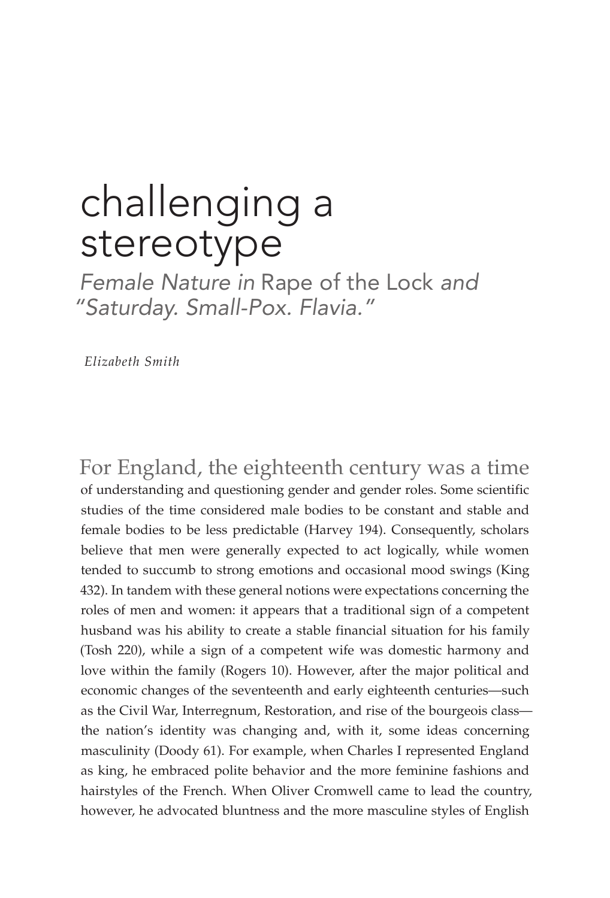# challenging a stereotype

## *Female Nature in* Rape of the Lock *and "Saturday. Small-Pox. Flavia."*

*Elizabeth Smith*

For England, the eighteenth century was a time of understanding and questioning gender and gender roles. Some scientific studies of the time considered male bodies to be constant and stable and female bodies to be less predictable (Harvey 194). Consequently, scholars believe that men were generally expected to act logically, while women tended to succumb to strong emotions and occasional mood swings (King 432). In tandem with these general notions were expectations concerning the roles of men and women: it appears that a traditional sign of a competent husband was his ability to create a stable financial situation for his family (Tosh 220), while a sign of a competent wife was domestic harmony and love within the family (Rogers 10). However, after the major political and economic changes of the seventeenth and early eighteenth centuries—such as the Civil War, Interregnum, Restoration, and rise of the bourgeois class—the nation's identity was changing and, with it, some ideas concerning masculinity (Doody 61). For example, when Charles I represented England as king, he embraced polite behavior and the more feminine fashions and hairstyles of the French. When Oliver Cromwell came to lead the country, however, he advocated bluntness and the more masculine styles of English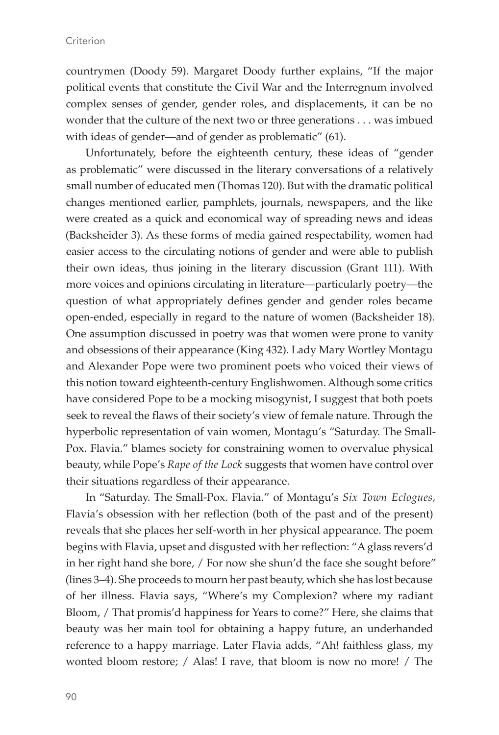countrymen (Doody 59). Margaret Doody further explains, "If the major political events that constitute the Civil War and the Interregnum involved complex senses of gender, gender roles, and displacements, it can be no wonder that the culture of the next two or three generations . . . was imbued with ideas of gender—and of gender as problematic" (61).

Unfortunately, before the eighteenth century, these ideas of "gender as problematic" were discussed in the literary conversations of a relatively small number of educated men (Thomas 120). But with the dramatic political changes mentioned earlier, pamphlets, journals, newspapers, and the like were created as a quick and economical way of spreading news and ideas (Backsheider 3). As these forms of media gained respectability, women had easier access to the circulating notions of gender and were able to publish their own ideas, thus joining in the literary discussion (Grant 111). With more voices and opinions circulating in literature—particularly poetry—the question of what appropriately defines gender and gender roles became open-ended, especially in regard to the nature of women (Backsheider 18). One assumption discussed in poetry was that women were prone to vanity and obsessions of their appearance (King 432). Lady Mary Wortley Montagu and Alexander Pope were two prominent poets who voiced their views of this notion toward eighteenth-century Englishwomen. Although some critics have considered Pope to be a mocking misogynist, I suggest that both poets seek to reveal the flaws of their society's view of female nature. Through the hyperbolic representation of vain women, Montagu's "Saturday. The Small-Pox. Flavia." blames society for constraining women to overvalue physical beauty, while Pope's *Rape of the Lock* suggests that women have control over their situations regardless of their appearance.

In "Saturday. The Small-Pox. Flavia." of Montagu's *Six Town Eclogues*, Flavia's obsession with her reflection (both of the past and of the present) reveals that she places her self-worth in her physical appearance. The poem begins with Flavia, upset and disgusted with her reflection: "A glass revers'd in her right hand she bore, / For now she shun'd the face she sought before" (lines 3–4). She proceeds to mourn her past beauty, which she has lost because of her illness. Flavia says, "Where's my Complexion? where my radiant Bloom, / That promis'd happiness for Years to come?" Here, she claims that beauty was her main tool for obtaining a happy future, an underhanded reference to a happy marriage. Later Flavia adds, "Ah! faithless glass, my wonted bloom restore; / Alas! I rave, that bloom is now no more! / The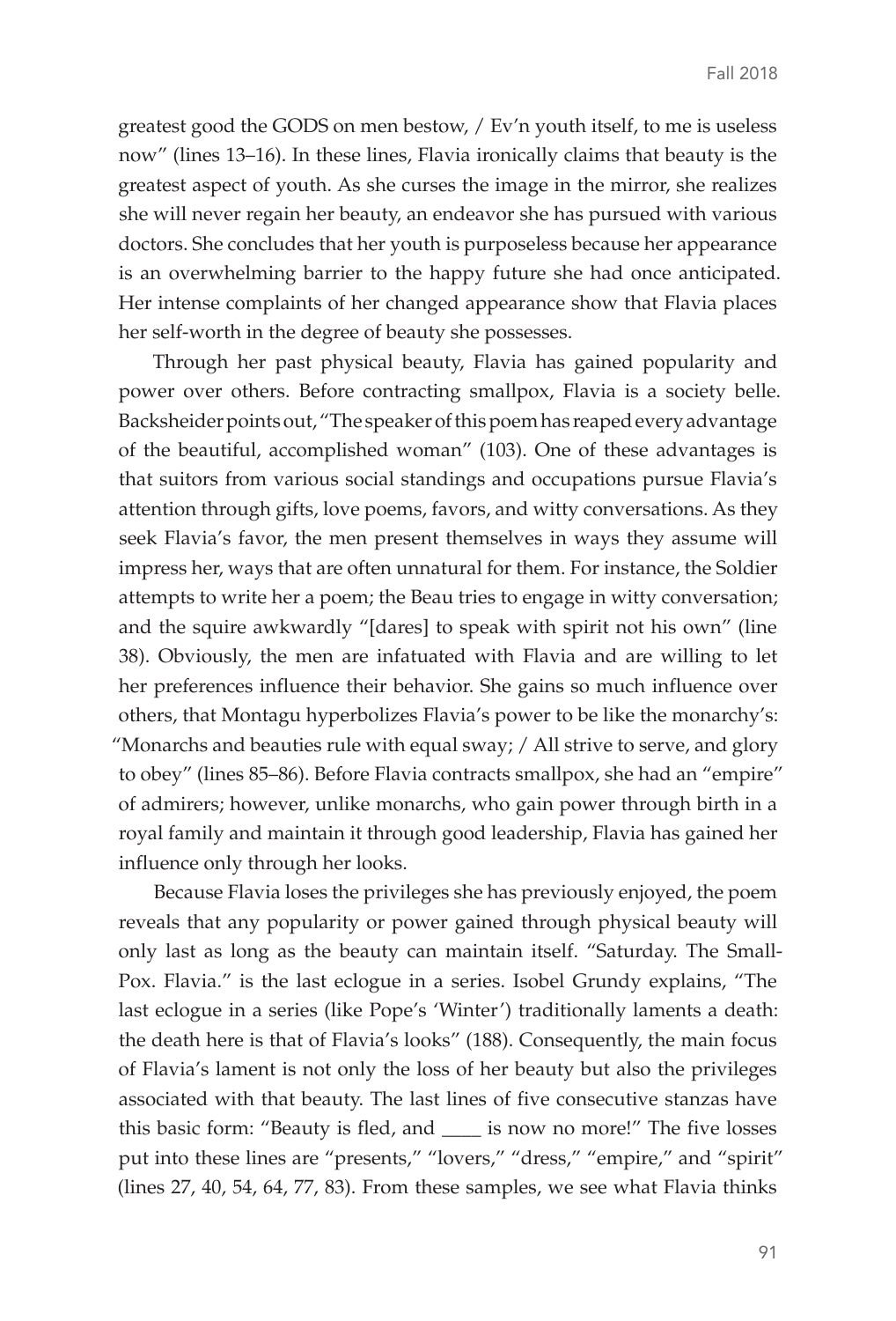greatest good the GODS on men bestow, / Ev'n youth itself, to me is useless now" (lines 13–16). In these lines, Flavia ironically claims that beauty is the greatest aspect of youth. As she curses the image in the mirror, she realizes she will never regain her beauty, an endeavor she has pursued with various doctors. She concludes that her youth is purposeless because her appearance is an overwhelming barrier to the happy future she had once anticipated. Her intense complaints of her changed appearance show that Flavia places her self-worth in the degree of beauty she possesses.

Through her past physical beauty, Flavia has gained popularity and power over others. Before contracting smallpox, Flavia is a society belle. Backsheider points out, "The speaker of this poem has reaped every advantage of the beautiful, accomplished woman" (103). One of these advantages is that suitors from various social standings and occupations pursue Flavia's attention through gifts, love poems, favors, and witty conversations. As they seek Flavia's favor, the men present themselves in ways they assume will impress her, ways that are often unnatural for them. For instance, the Soldier attempts to write her a poem; the Beau tries to engage in witty conversation; and the squire awkwardly "[dares] to speak with spirit not his own" (line 38). Obviously, the men are infatuated with Flavia and are willing to let her preferences influence their behavior. She gains so much influence over others, that Montagu hyperbolizes Flavia's power to be like the monarchy's: "Monarchs and beauties rule with equal sway; / All strive to serve, and glory to obey" (lines 85–86). Before Flavia contracts smallpox, she had an "empire" of admirers; however, unlike monarchs, who gain power through birth in a royal family and maintain it through good leadership, Flavia has gained her influence only through her looks.

Because Flavia loses the privileges she has previously enjoyed, the poem reveals that any popularity or power gained through physical beauty will only last as long as the beauty can maintain itself. "Saturday. The Small-Pox. Flavia." is the last eclogue in a series. Isobel Grundy explains, "The last eclogue in a series (like Pope's 'Winter') traditionally laments a death: the death here is that of Flavia's looks" (188). Consequently, the main focus of Flavia's lament is not only the loss of her beauty but also the privileges associated with that beauty. The last lines of five consecutive stanzas have this basic form: "Beauty is fled, and ____ is now no more!" The five losses put into these lines are "presents," "lovers," "dress," "empire," and "spirit" (lines 27, 40, 54, 64, 77, 83). From these samples, we see what Flavia thinks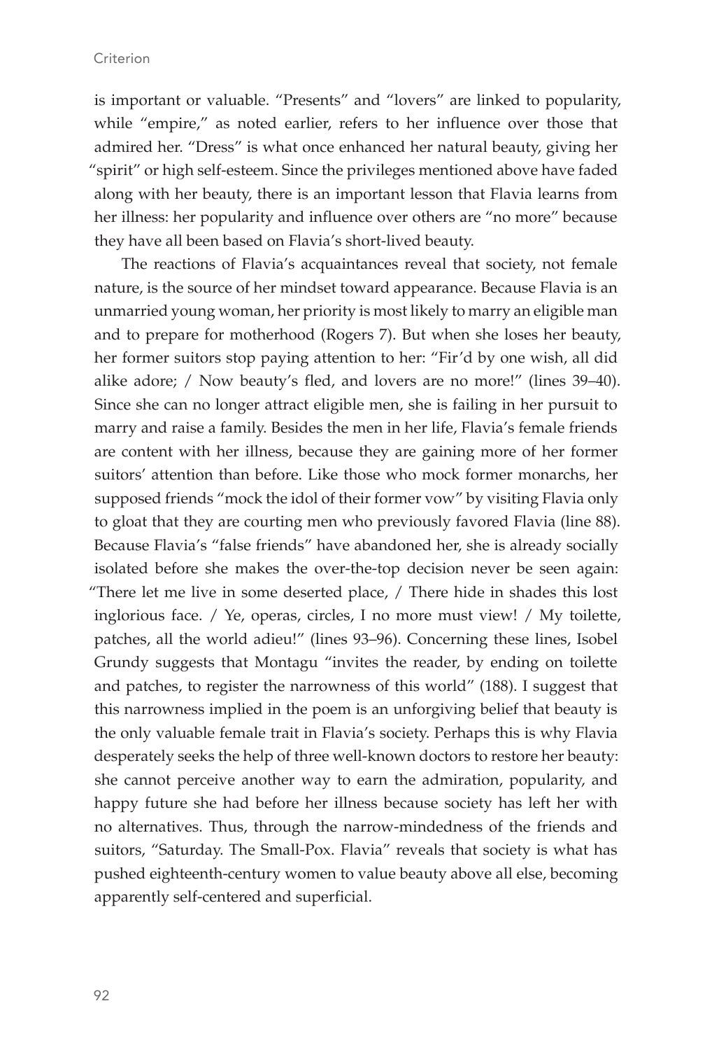is important or valuable. "Presents" and "lovers" are linked to popularity, while "empire," as noted earlier, refers to her influence over those that admired her. "Dress" is what once enhanced her natural beauty, giving her "spirit" or high self-esteem. Since the privileges mentioned above have faded along with her beauty, there is an important lesson that Flavia learns from her illness: her popularity and influence over others are "no more" because they have all been based on Flavia's short-lived beauty.

The reactions of Flavia's acquaintances reveal that society, not female nature, is the source of her mindset toward appearance. Because Flavia is an unmarried young woman, her priority is most likely to marry an eligible man and to prepare for motherhood (Rogers 7). But when she loses her beauty, her former suitors stop paying attention to her: "Fir'd by one wish, all did alike adore; / Now beauty's fled, and lovers are no more!" (lines 39–40). Since she can no longer attract eligible men, she is failing in her pursuit to marry and raise a family. Besides the men in her life, Flavia's female friends are content with her illness, because they are gaining more of her former suitors' attention than before. Like those who mock former monarchs, her supposed friends "mock the idol of their former vow" by visiting Flavia only to gloat that they are courting men who previously favored Flavia (line 88). Because Flavia's "false friends" have abandoned her, she is already socially isolated before she makes the over-the-top decision never be seen again: "There let me live in some deserted place, / There hide in shades this lost inglorious face. / Ye, operas, circles, I no more must view! / My toilette, patches, all the world adieu!" (lines 93–96). Concerning these lines, Isobel Grundy suggests that Montagu "invites the reader, by ending on toilette and patches, to register the narrowness of this world" (188). I suggest that this narrowness implied in the poem is an unforgiving belief that beauty is the only valuable female trait in Flavia's society. Perhaps this is why Flavia desperately seeks the help of three well-known doctors to restore her beauty: she cannot perceive another way to earn the admiration, popularity, and happy future she had before her illness because society has left her with no alternatives. Thus, through the narrow-mindedness of the friends and suitors, "Saturday. The Small-Pox. Flavia" reveals that society is what has pushed eighteenth-century women to value beauty above all else, becoming apparently self-centered and superficial.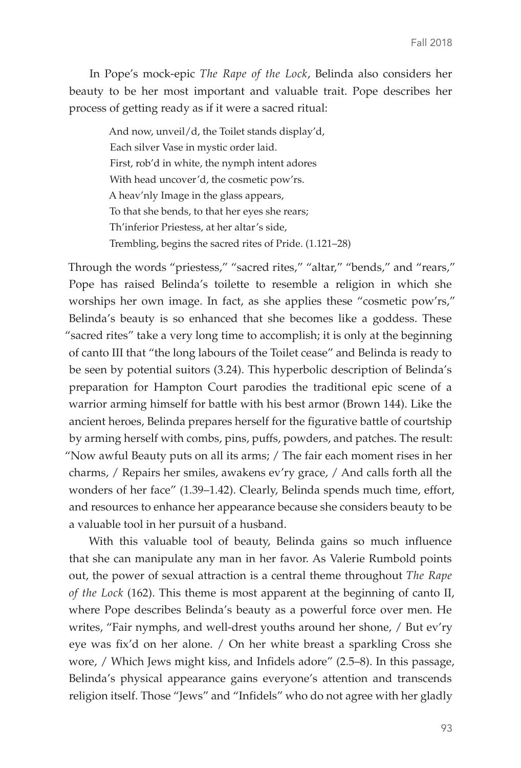In Pope's mock-epic *The Rape of the Lock*, Belinda also considers her beauty to be her most important and valuable trait. Pope describes her process of getting ready as if it were a sacred ritual:

> And now, unveil/d, the Toilet stands display'd,
> Each silver Vase in mystic order laid.
> First, rob'd in white, the nymph intent adores
> With head uncover'd, the cosmetic pow'rs.
> A heav'nly Image in the glass appears,
> To that she bends, to that her eyes she rears;
> Th'inferior Priestess, at her altar's side,
> Trembling, begins the sacred rites of Pride. (1.121–28)

Through the words "priestess," "sacred rites," "altar," "bends," and "rears," Pope has raised Belinda's toilette to resemble a religion in which she worships her own image. In fact, as she applies these "cosmetic pow'rs," Belinda's beauty is so enhanced that she becomes like a goddess. These "sacred rites" take a very long time to accomplish; it is only at the beginning of canto III that "the long labours of the Toilet cease" and Belinda is ready to be seen by potential suitors (3.24). This hyperbolic description of Belinda's preparation for Hampton Court parodies the traditional epic scene of a warrior arming himself for battle with his best armor (Brown 144). Like the ancient heroes, Belinda prepares herself for the figurative battle of courtship by arming herself with combs, pins, puffs, powders, and patches. The result: "Now awful Beauty puts on all its arms; / The fair each moment rises in her charms, / Repairs her smiles, awakens ev'ry grace, / And calls forth all the wonders of her face" (1.39–1.42). Clearly, Belinda spends much time, effort, and resources to enhance her appearance because she considers beauty to be a valuable tool in her pursuit of a husband.

With this valuable tool of beauty, Belinda gains so much influence that she can manipulate any man in her favor. As Valerie Rumbold points out, the power of sexual attraction is a central theme throughout *The Rape of the Lock* (162). This theme is most apparent at the beginning of canto II, where Pope describes Belinda's beauty as a powerful force over men. He writes, "Fair nymphs, and well-drest youths around her shone, / But ev'ry eye was fix'd on her alone. / On her white breast a sparkling Cross she wore, / Which Jews might kiss, and Infidels adore" (2.5–8). In this passage, Belinda's physical appearance gains everyone's attention and transcends religion itself. Those "Jews" and "Infidels" who do not agree with her gladly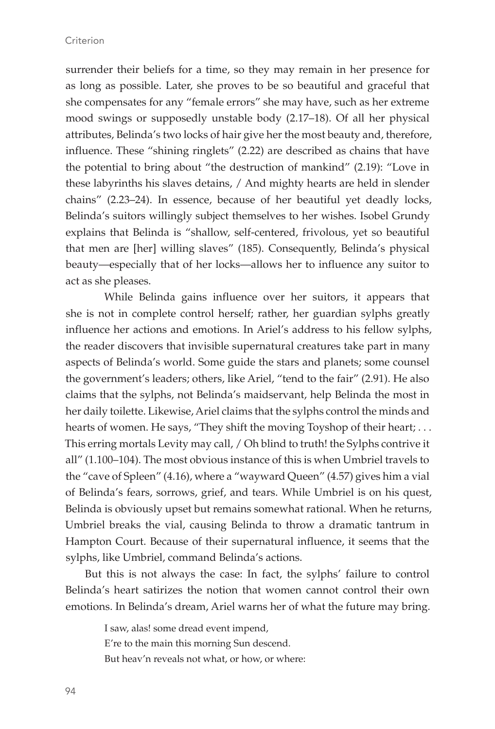surrender their beliefs for a time, so they may remain in her presence for as long as possible. Later, she proves to be so beautiful and graceful that she compensates for any "female errors" she may have, such as her extreme mood swings or supposedly unstable body (2.17–18). Of all her physical attributes, Belinda's two locks of hair give her the most beauty and, therefore, influence. These "shining ringlets" (2.22) are described as chains that have the potential to bring about "the destruction of mankind" (2.19): "Love in these labyrinths his slaves detains, / And mighty hearts are held in slender chains" (2.23–24). In essence, because of her beautiful yet deadly locks, Belinda's suitors willingly subject themselves to her wishes. Isobel Grundy explains that Belinda is "shallow, self-centered, frivolous, yet so beautiful that men are [her] willing slaves" (185). Consequently, Belinda's physical beauty—especially that of her locks—allows her to influence any suitor to act as she pleases.

While Belinda gains influence over her suitors, it appears that she is not in complete control herself; rather, her guardian sylphs greatly influence her actions and emotions. In Ariel's address to his fellow sylphs, the reader discovers that invisible supernatural creatures take part in many aspects of Belinda's world. Some guide the stars and planets; some counsel the government's leaders; others, like Ariel, "tend to the fair" (2.91). He also claims that the sylphs, not Belinda's maidservant, help Belinda the most in her daily toilette. Likewise, Ariel claims that the sylphs control the minds and hearts of women. He says, "They shift the moving Toyshop of their heart; . . . This erring mortals Levity may call, / Oh blind to truth! the Sylphs contrive it all" (1.100–104). The most obvious instance of this is when Umbriel travels to the "cave of Spleen" (4.16), where a "wayward Queen" (4.57) gives him a vial of Belinda's fears, sorrows, grief, and tears. While Umbriel is on his quest, Belinda is obviously upset but remains somewhat rational. When he returns, Umbriel breaks the vial, causing Belinda to throw a dramatic tantrum in Hampton Court. Because of their supernatural influence, it seems that the sylphs, like Umbriel, command Belinda's actions.

But this is not always the case: In fact, the sylphs' failure to control Belinda's heart satirizes the notion that women cannot control their own emotions. In Belinda's dream, Ariel warns her of what the future may bring.

> I saw, alas! some dread event impend,
> E're to the main this morning Sun descend.
> But heav'n reveals not what, or how, or where: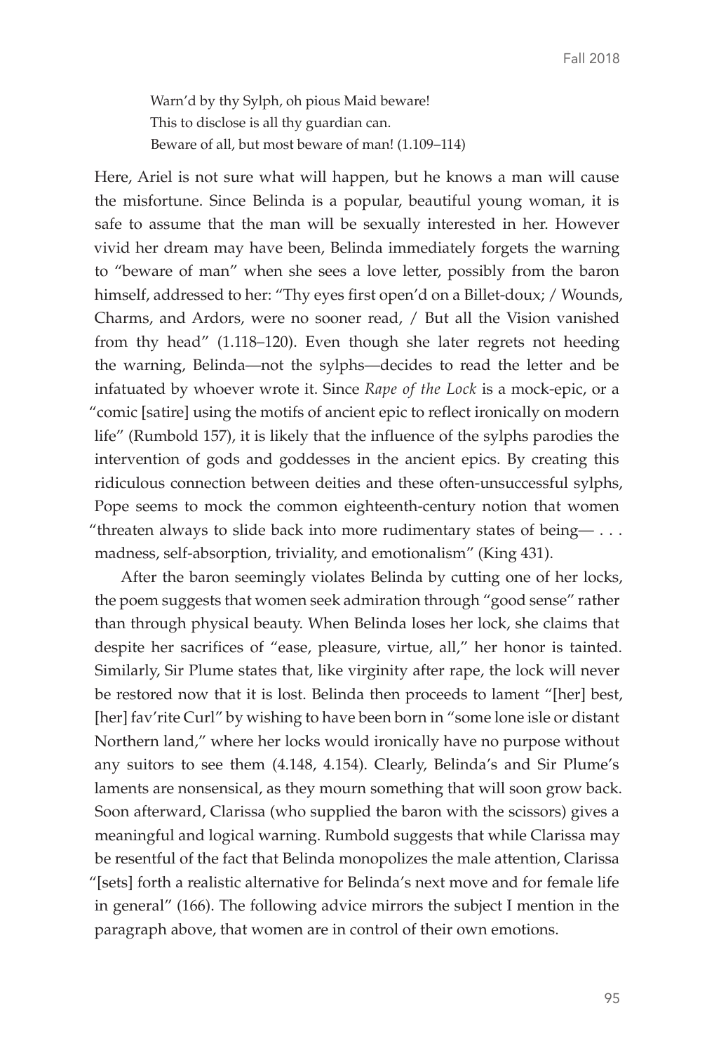Warn'd by thy Sylph, oh pious Maid beware!  
This to disclose is all thy guardian can.  
Beware of all, but most beware of man! (1.109–114)

Here, Ariel is not sure what will happen, but he knows a man will cause the misfortune. Since Belinda is a popular, beautiful young woman, it is safe to assume that the man will be sexually interested in her. However vivid her dream may have been, Belinda immediately forgets the warning to "beware of man" when she sees a love letter, possibly from the baron himself, addressed to her: "Thy eyes first open'd on a Billet-doux; / Wounds, Charms, and Ardors, were no sooner read, / But all the Vision vanished from thy head" (1.118–120). Even though she later regrets not heeding the warning, Belinda—not the sylphs—decides to read the letter and be infatuated by whoever wrote it. Since *Rape of the Lock* is a mock-epic, or a "comic [satire] using the motifs of ancient epic to reflect ironically on modern life" (Rumbold 157), it is likely that the influence of the sylphs parodies the intervention of gods and goddesses in the ancient epics. By creating this ridiculous connection between deities and these often-unsuccessful sylphs, Pope seems to mock the common eighteenth-century notion that women "threaten always to slide back into more rudimentary states of being— . . . madness, self-absorption, triviality, and emotionalism" (King 431).

After the baron seemingly violates Belinda by cutting one of her locks, the poem suggests that women seek admiration through "good sense" rather than through physical beauty. When Belinda loses her lock, she claims that despite her sacrifices of "ease, pleasure, virtue, all," her honor is tainted. Similarly, Sir Plume states that, like virginity after rape, the lock will never be restored now that it is lost. Belinda then proceeds to lament "[her] best, [her] fav'rite Curl" by wishing to have been born in "some lone isle or distant Northern land," where her locks would ironically have no purpose without any suitors to see them (4.148, 4.154). Clearly, Belinda's and Sir Plume's laments are nonsensical, as they mourn something that will soon grow back. Soon afterward, Clarissa (who supplied the baron with the scissors) gives a meaningful and logical warning. Rumbold suggests that while Clarissa may be resentful of the fact that Belinda monopolizes the male attention, Clarissa "[sets] forth a realistic alternative for Belinda's next move and for female life in general" (166). The following advice mirrors the subject I mention in the paragraph above, that women are in control of their own emotions.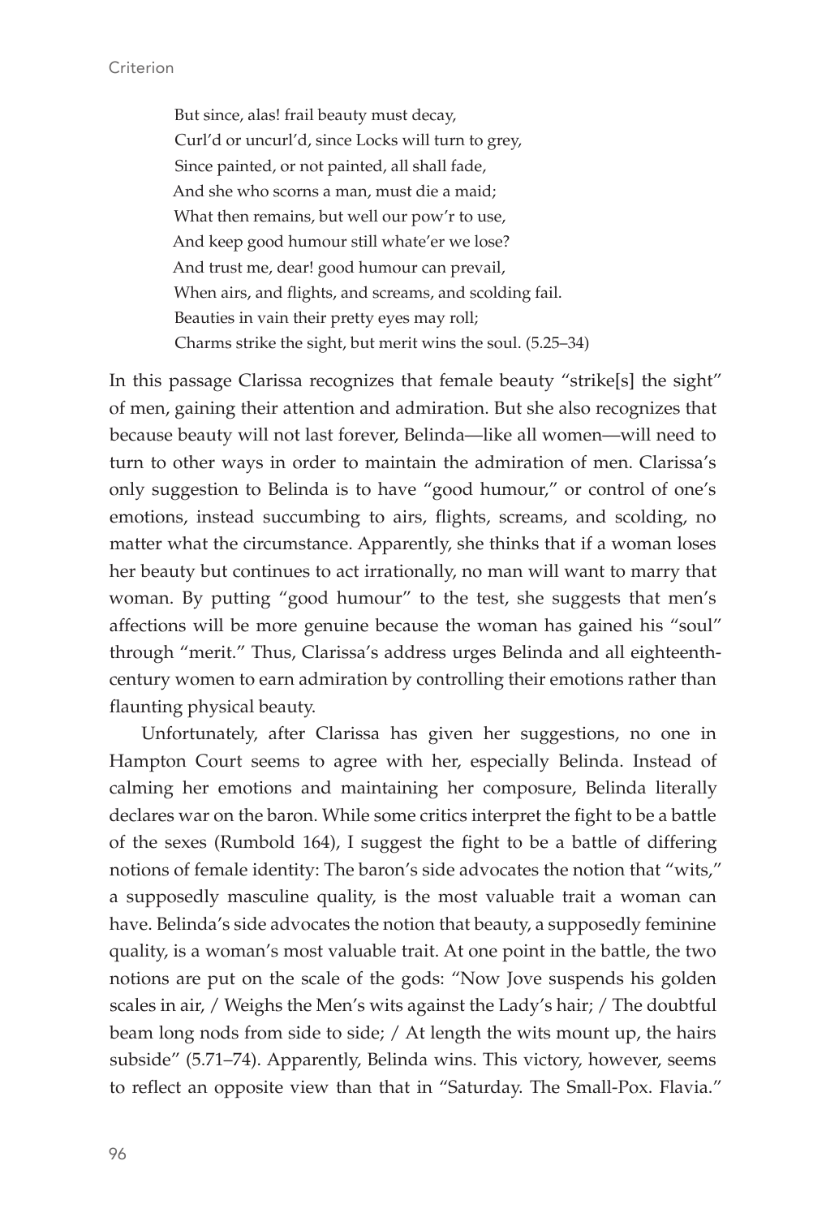> But since, alas! frail beauty must decay,
> Curl'd or uncurl'd, since Locks will turn to grey,
> Since painted, or not painted, all shall fade,
> And she who scorns a man, must die a maid;
> What then remains, but well our pow'r to use,
> And keep good humour still whate'er we lose?
> And trust me, dear! good humour can prevail,
> When airs, and flights, and screams, and scolding fail.
> Beauties in vain their pretty eyes may roll;
> Charms strike the sight, but merit wins the soul. (5.25–34)

In this passage Clarissa recognizes that female beauty "strike[s] the sight" of men, gaining their attention and admiration. But she also recognizes that because beauty will not last forever, Belinda—like all women—will need to turn to other ways in order to maintain the admiration of men. Clarissa's only suggestion to Belinda is to have "good humour," or control of one's emotions, instead succumbing to airs, flights, screams, and scolding, no matter what the circumstance. Apparently, she thinks that if a woman loses her beauty but continues to act irrationally, no man will want to marry that woman. By putting "good humour" to the test, she suggests that men's affections will be more genuine because the woman has gained his "soul" through "merit." Thus, Clarissa's address urges Belinda and all eighteenth-century women to earn admiration by controlling their emotions rather than flaunting physical beauty.

Unfortunately, after Clarissa has given her suggestions, no one in Hampton Court seems to agree with her, especially Belinda. Instead of calming her emotions and maintaining her composure, Belinda literally declares war on the baron. While some critics interpret the fight to be a battle of the sexes (Rumbold 164), I suggest the fight to be a battle of differing notions of female identity: The baron's side advocates the notion that "wits," a supposedly masculine quality, is the most valuable trait a woman can have. Belinda's side advocates the notion that beauty, a supposedly feminine quality, is a woman's most valuable trait. At one point in the battle, the two notions are put on the scale of the gods: "Now Jove suspends his golden scales in air, / Weighs the Men's wits against the Lady's hair; / The doubtful beam long nods from side to side; / At length the wits mount up, the hairs subside" (5.71–74). Apparently, Belinda wins. This victory, however, seems to reflect an opposite view than that in "Saturday. The Small-Pox. Flavia."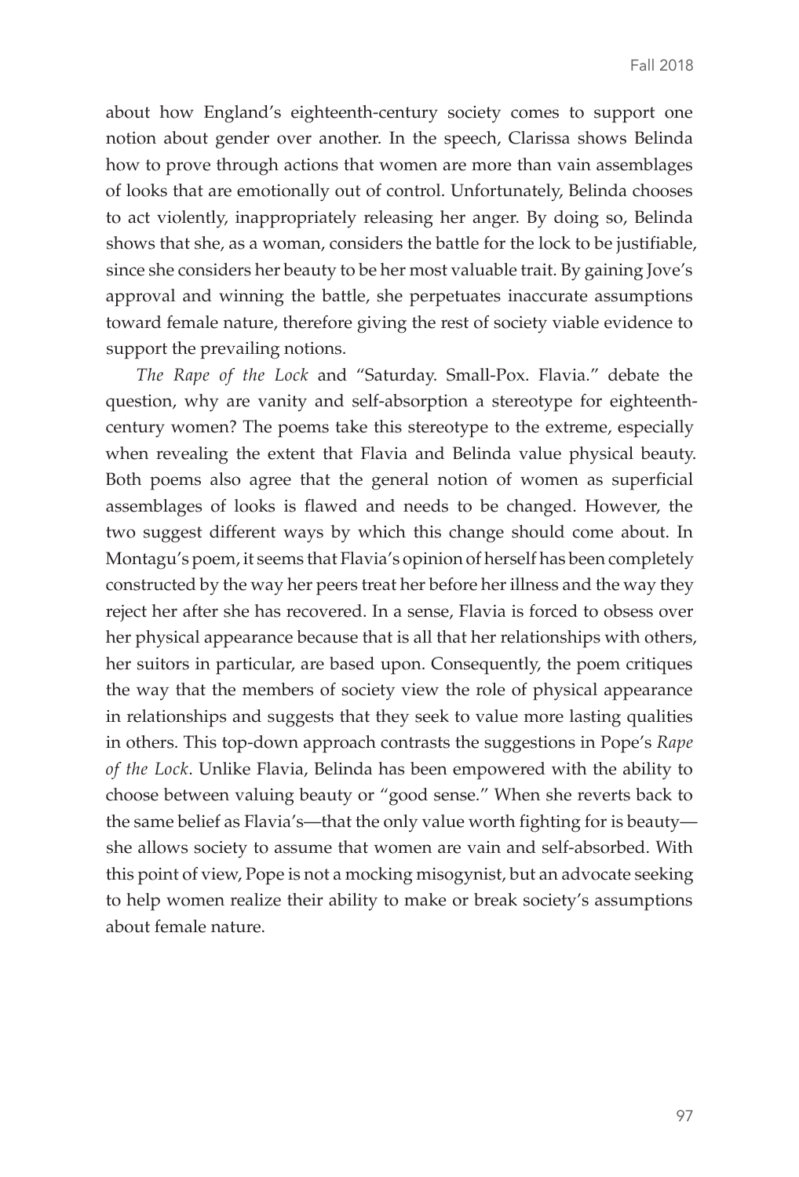about how England's eighteenth-century society comes to support one notion about gender over another. In the speech, Clarissa shows Belinda how to prove through actions that women are more than vain assemblages of looks that are emotionally out of control. Unfortunately, Belinda chooses to act violently, inappropriately releasing her anger. By doing so, Belinda shows that she, as a woman, considers the battle for the lock to be justifiable, since she considers her beauty to be her most valuable trait. By gaining Jove's approval and winning the battle, she perpetuates inaccurate assumptions toward female nature, therefore giving the rest of society viable evidence to support the prevailing notions.

*The Rape of the Lock* and "Saturday. Small-Pox. Flavia." debate the question, why are vanity and self-absorption a stereotype for eighteenth-century women? The poems take this stereotype to the extreme, especially when revealing the extent that Flavia and Belinda value physical beauty. Both poems also agree that the general notion of women as superficial assemblages of looks is flawed and needs to be changed. However, the two suggest different ways by which this change should come about. In Montagu's poem, it seems that Flavia's opinion of herself has been completely constructed by the way her peers treat her before her illness and the way they reject her after she has recovered. In a sense, Flavia is forced to obsess over her physical appearance because that is all that her relationships with others, her suitors in particular, are based upon. Consequently, the poem critiques the way that the members of society view the role of physical appearance in relationships and suggests that they seek to value more lasting qualities in others. This top-down approach contrasts the suggestions in Pope's *Rape of the Lock*. Unlike Flavia, Belinda has been empowered with the ability to choose between valuing beauty or "good sense." When she reverts back to the same belief as Flavia's—that the only value worth fighting for is beauty—she allows society to assume that women are vain and self-absorbed. With this point of view, Pope is not a mocking misogynist, but an advocate seeking to help women realize their ability to make or break society's assumptions about female nature.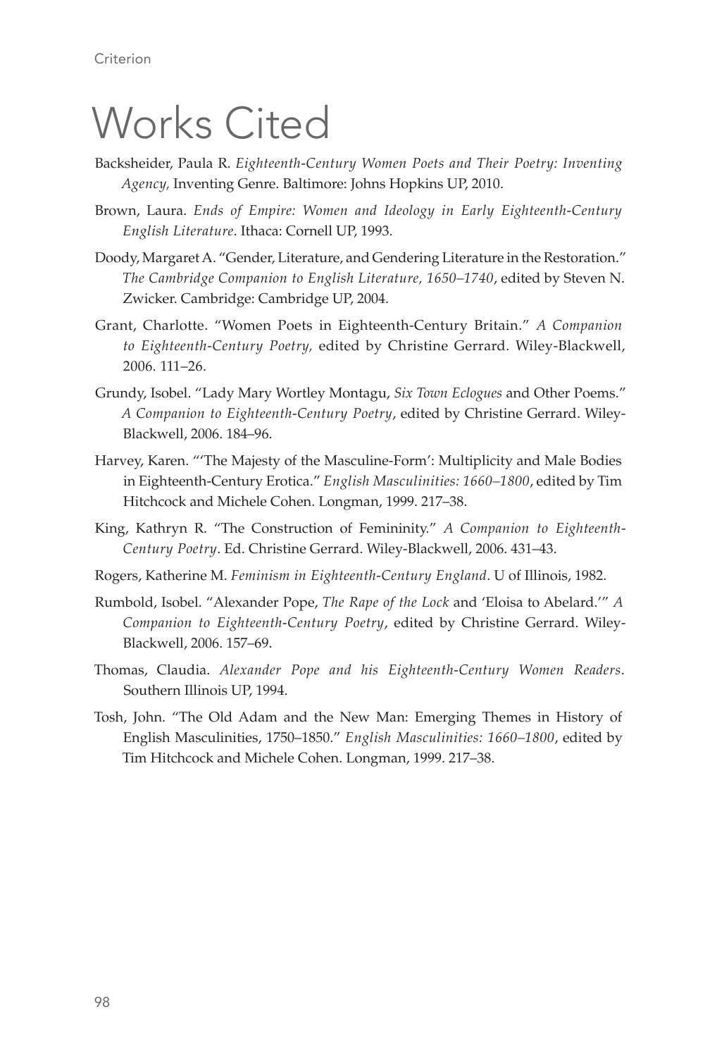# Works Cited

Backsheider, Paula R. *Eighteenth-Century Women Poets and Their Poetry: Inventing Agency,* Inventing Genre. Baltimore: Johns Hopkins UP, 2010.

Brown, Laura. *Ends of Empire: Women and Ideology in Early Eighteenth-Century English Literature*. Ithaca: Cornell UP, 1993.

Doody, Margaret A. "Gender, Literature, and Gendering Literature in the Restoration." *The Cambridge Companion to English Literature, 1650–1740*, edited by Steven N. Zwicker. Cambridge: Cambridge UP, 2004.

Grant, Charlotte. "Women Poets in Eighteenth-Century Britain." *A Companion to Eighteenth-Century Poetry,* edited by Christine Gerrard. Wiley-Blackwell, 2006. 111–26.

Grundy, Isobel. "Lady Mary Wortley Montagu, *Six Town Eclogues* and Other Poems." *A Companion to Eighteenth-Century Poetry*, edited by Christine Gerrard. Wiley-Blackwell, 2006. 184–96.

Harvey, Karen. "'The Majesty of the Masculine-Form': Multiplicity and Male Bodies in Eighteenth-Century Erotica." *English Masculinities: 1660–1800*, edited by Tim Hitchcock and Michele Cohen. Longman, 1999. 217–38.

King, Kathryn R. "The Construction of Femininity." *A Companion to Eighteenth-Century Poetry*. Ed. Christine Gerrard. Wiley-Blackwell, 2006. 431–43.

Rogers, Katherine M. *Feminism in Eighteenth-Century England*. U of Illinois, 1982.

Rumbold, Isobel. "Alexander Pope, *The Rape of the Lock* and 'Eloisa to Abelard.'" *A Companion to Eighteenth-Century Poetry*, edited by Christine Gerrard. Wiley-Blackwell, 2006. 157–69.

Thomas, Claudia. *Alexander Pope and his Eighteenth-Century Women Readers*. Southern Illinois UP, 1994.

Tosh, John. "The Old Adam and the New Man: Emerging Themes in History of English Masculinities, 1750–1850." *English Masculinities: 1660–1800*, edited by Tim Hitchcock and Michele Cohen. Longman, 1999. 217–38.